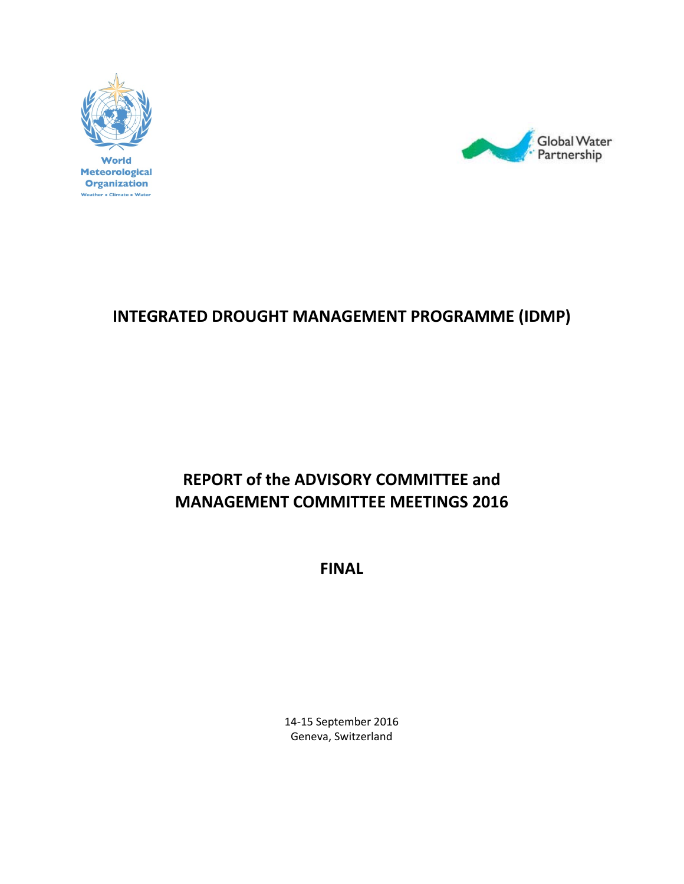World Meteorological Organization
Weather • Climate • Water

Global Water Partnership

# INTEGRATED DROUGHT MANAGEMENT PROGRAMME (IDMP)

# REPORT of the ADVISORY COMMITTEE and MANAGEMENT COMMITTEE MEETINGS 2016

## FINAL

14-15 September 2016
Geneva, Switzerland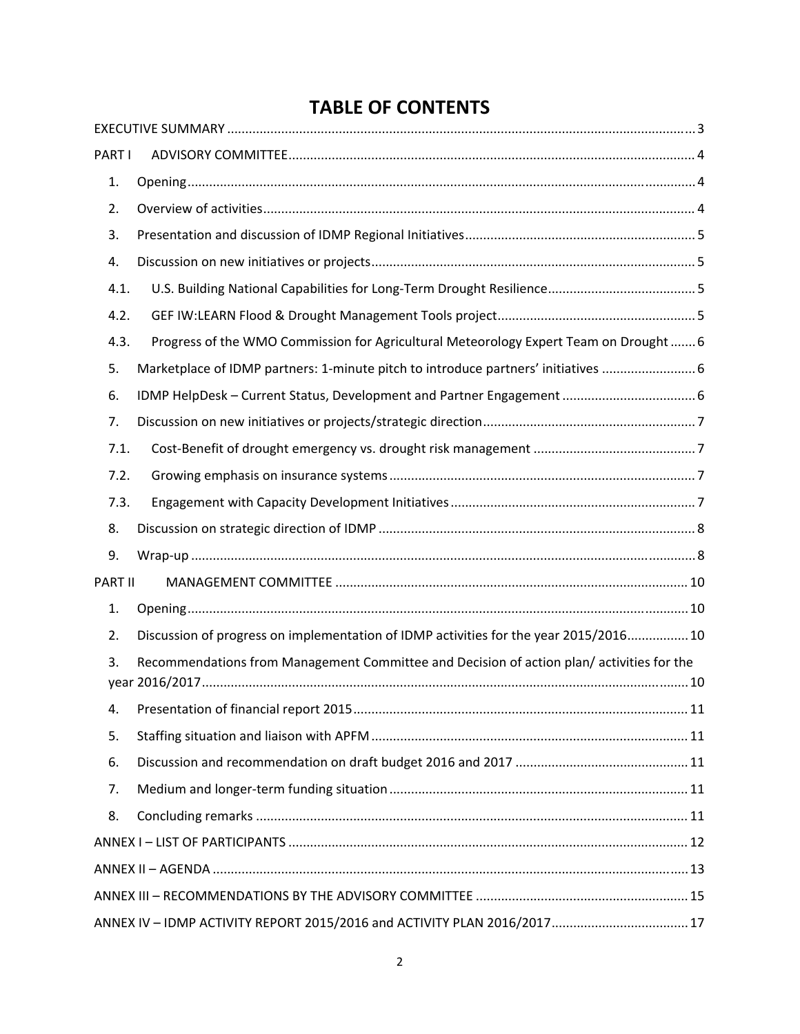# TABLE OF CONTENTS

EXECUTIVE SUMMARY ..... 3

PART I ADVISORY COMMITTEE ..... 4

1. Opening ..... 4
2. Overview of activities ..... 4
3. Presentation and discussion of IDMP Regional Initiatives ..... 5
4. Discussion on new initiatives or projects ..... 5

4.1. U.S. Building National Capabilities for Long-Term Drought Resilience ..... 5

4.2. GEF IW:LEARN Flood & Drought Management Tools project ..... 5

4.3. Progress of the WMO Commission for Agricultural Meteorology Expert Team on Drought ..... 6

5. Marketplace of IDMP partners: 1-minute pitch to introduce partners' initiatives ..... 6
6. IDMP HelpDesk – Current Status, Development and Partner Engagement ..... 6
7. Discussion on new initiatives or projects/strategic direction ..... 7

7.1. Cost-Benefit of drought emergency vs. drought risk management ..... 7

7.2. Growing emphasis on insurance systems ..... 7

7.3. Engagement with Capacity Development Initiatives ..... 7

8. Discussion on strategic direction of IDMP ..... 8
9. Wrap-up ..... 8

PART II MANAGEMENT COMMITTEE ..... 10

1. Opening ..... 10
2. Discussion of progress on implementation of IDMP activities for the year 2015/2016 ..... 10
3. Recommendations from Management Committee and Decision of action plan/ activities for the year 2016/2017 ..... 10
4. Presentation of financial report 2015 ..... 11
5. Staffing situation and liaison with APFM ..... 11
6. Discussion and recommendation on draft budget 2016 and 2017 ..... 11
7. Medium and longer-term funding situation ..... 11
8. Concluding remarks ..... 11

ANNEX I – LIST OF PARTICIPANTS ..... 12

ANNEX II – AGENDA ..... 13

ANNEX III – RECOMMENDATIONS BY THE ADVISORY COMMITTEE ..... 15

ANNEX IV – IDMP ACTIVITY REPORT 2015/2016 and ACTIVITY PLAN 2016/2017 ..... 17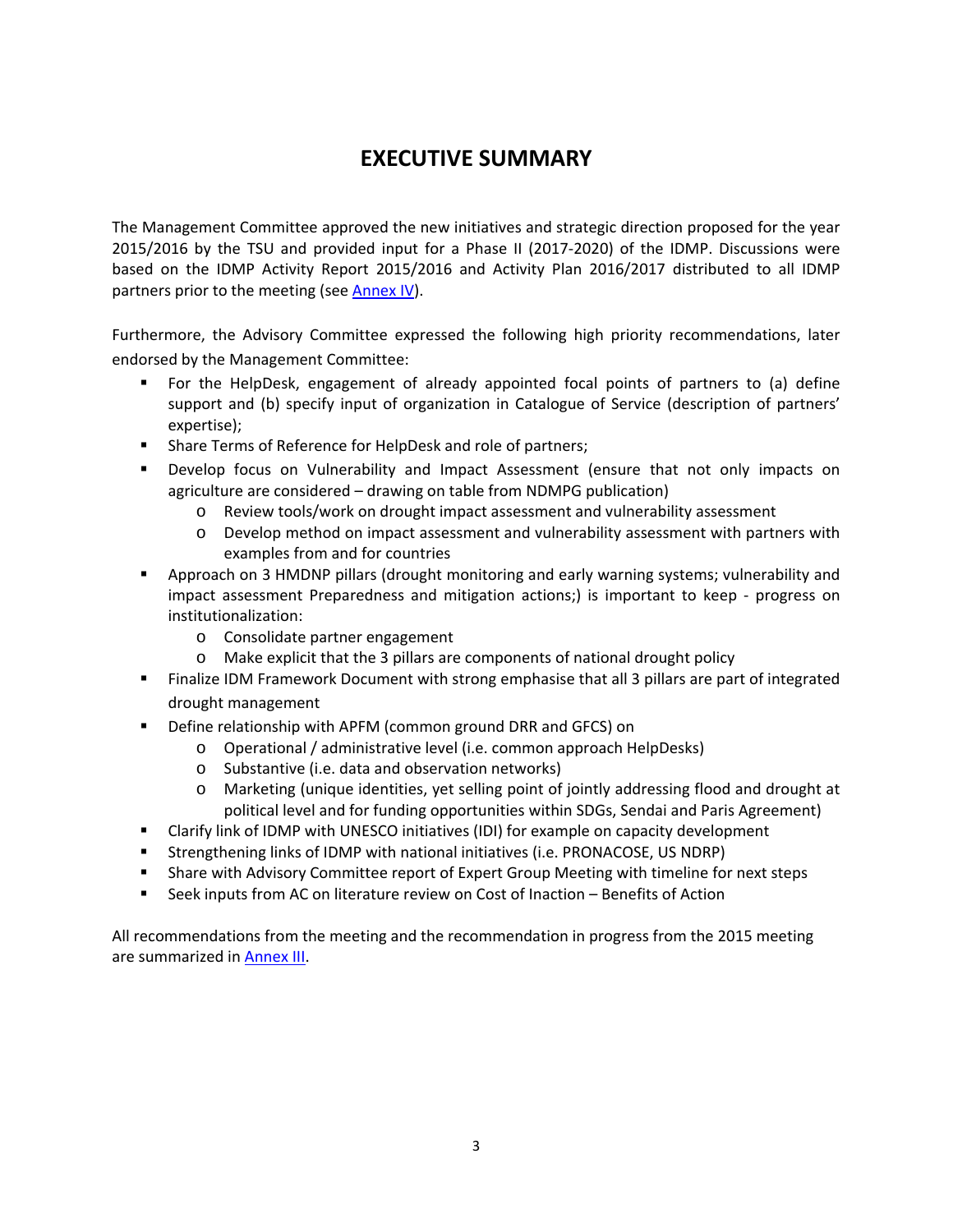# EXECUTIVE SUMMARY

The Management Committee approved the new initiatives and strategic direction proposed for the year 2015/2016 by the TSU and provided input for a Phase II (2017-2020) of the IDMP. Discussions were based on the IDMP Activity Report 2015/2016 and Activity Plan 2016/2017 distributed to all IDMP partners prior to the meeting (see Annex IV).

Furthermore, the Advisory Committee expressed the following high priority recommendations, later endorsed by the Management Committee:

- For the HelpDesk, engagement of already appointed focal points of partners to (a) define support and (b) specify input of organization in Catalogue of Service (description of partners' expertise);
- Share Terms of Reference for HelpDesk and role of partners;
- Develop focus on Vulnerability and Impact Assessment (ensure that not only impacts on agriculture are considered – drawing on table from NDMPG publication)
  - Review tools/work on drought impact assessment and vulnerability assessment
  - Develop method on impact assessment and vulnerability assessment with partners with examples from and for countries
- Approach on 3 HMDNP pillars (drought monitoring and early warning systems; vulnerability and impact assessment Preparedness and mitigation actions;) is important to keep - progress on institutionalization:
  - Consolidate partner engagement
  - Make explicit that the 3 pillars are components of national drought policy
- Finalize IDM Framework Document with strong emphasise that all 3 pillars are part of integrated drought management
- Define relationship with APFM (common ground DRR and GFCS) on
  - Operational / administrative level (i.e. common approach HelpDesks)
  - Substantive (i.e. data and observation networks)
  - Marketing (unique identities, yet selling point of jointly addressing flood and drought at political level and for funding opportunities within SDGs, Sendai and Paris Agreement)
- Clarify link of IDMP with UNESCO initiatives (IDI) for example on capacity development
- Strengthening links of IDMP with national initiatives (i.e. PRONACOSE, US NDRP)
- Share with Advisory Committee report of Expert Group Meeting with timeline for next steps
- Seek inputs from AC on literature review on Cost of Inaction – Benefits of Action

All recommendations from the meeting and the recommendation in progress from the 2015 meeting are summarized in Annex III.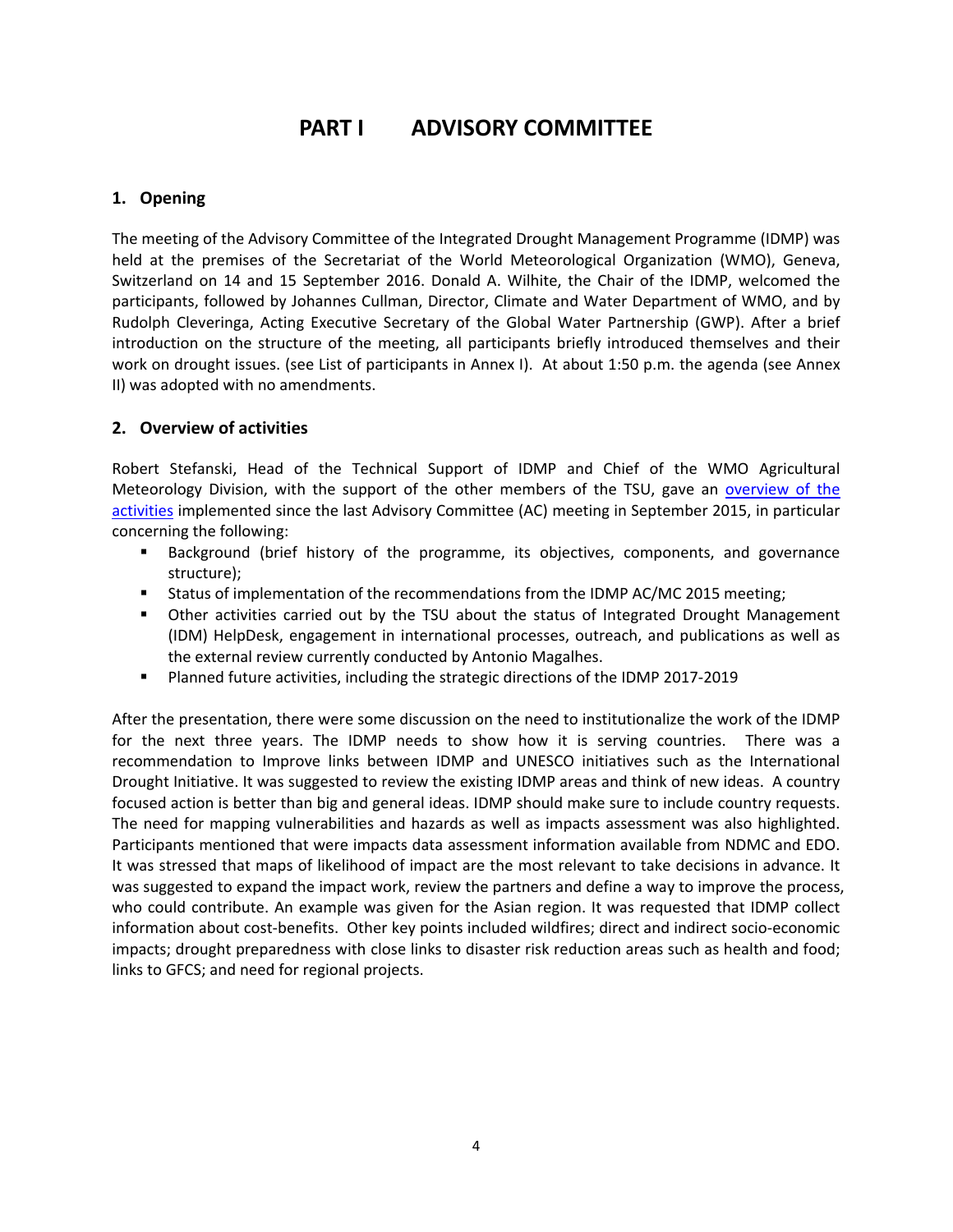# PART I ADVISORY COMMITTEE

## 1. Opening

The meeting of the Advisory Committee of the Integrated Drought Management Programme (IDMP) was held at the premises of the Secretariat of the World Meteorological Organization (WMO), Geneva, Switzerland on 14 and 15 September 2016. Donald A. Wilhite, the Chair of the IDMP, welcomed the participants, followed by Johannes Cullman, Director, Climate and Water Department of WMO, and by Rudolph Cleveringa, Acting Executive Secretary of the Global Water Partnership (GWP). After a brief introduction on the structure of the meeting, all participants briefly introduced themselves and their work on drought issues. (see List of participants in Annex I). At about 1:50 p.m. the agenda (see Annex II) was adopted with no amendments.

## 2. Overview of activities

Robert Stefanski, Head of the Technical Support of IDMP and Chief of the WMO Agricultural Meteorology Division, with the support of the other members of the TSU, gave an overview of the activities implemented since the last Advisory Committee (AC) meeting in September 2015, in particular concerning the following:

- Background (brief history of the programme, its objectives, components, and governance structure);
- Status of implementation of the recommendations from the IDMP AC/MC 2015 meeting;
- Other activities carried out by the TSU about the status of Integrated Drought Management (IDM) HelpDesk, engagement in international processes, outreach, and publications as well as the external review currently conducted by Antonio Magalhes.
- Planned future activities, including the strategic directions of the IDMP 2017-2019

After the presentation, there were some discussion on the need to institutionalize the work of the IDMP for the next three years. The IDMP needs to show how it is serving countries. There was a recommendation to Improve links between IDMP and UNESCO initiatives such as the International Drought Initiative. It was suggested to review the existing IDMP areas and think of new ideas. A country focused action is better than big and general ideas. IDMP should make sure to include country requests. The need for mapping vulnerabilities and hazards as well as impacts assessment was also highlighted. Participants mentioned that were impacts data assessment information available from NDMC and EDO. It was stressed that maps of likelihood of impact are the most relevant to take decisions in advance. It was suggested to expand the impact work, review the partners and define a way to improve the process, who could contribute. An example was given for the Asian region. It was requested that IDMP collect information about cost-benefits. Other key points included wildfires; direct and indirect socio-economic impacts; drought preparedness with close links to disaster risk reduction areas such as health and food; links to GFCS; and need for regional projects.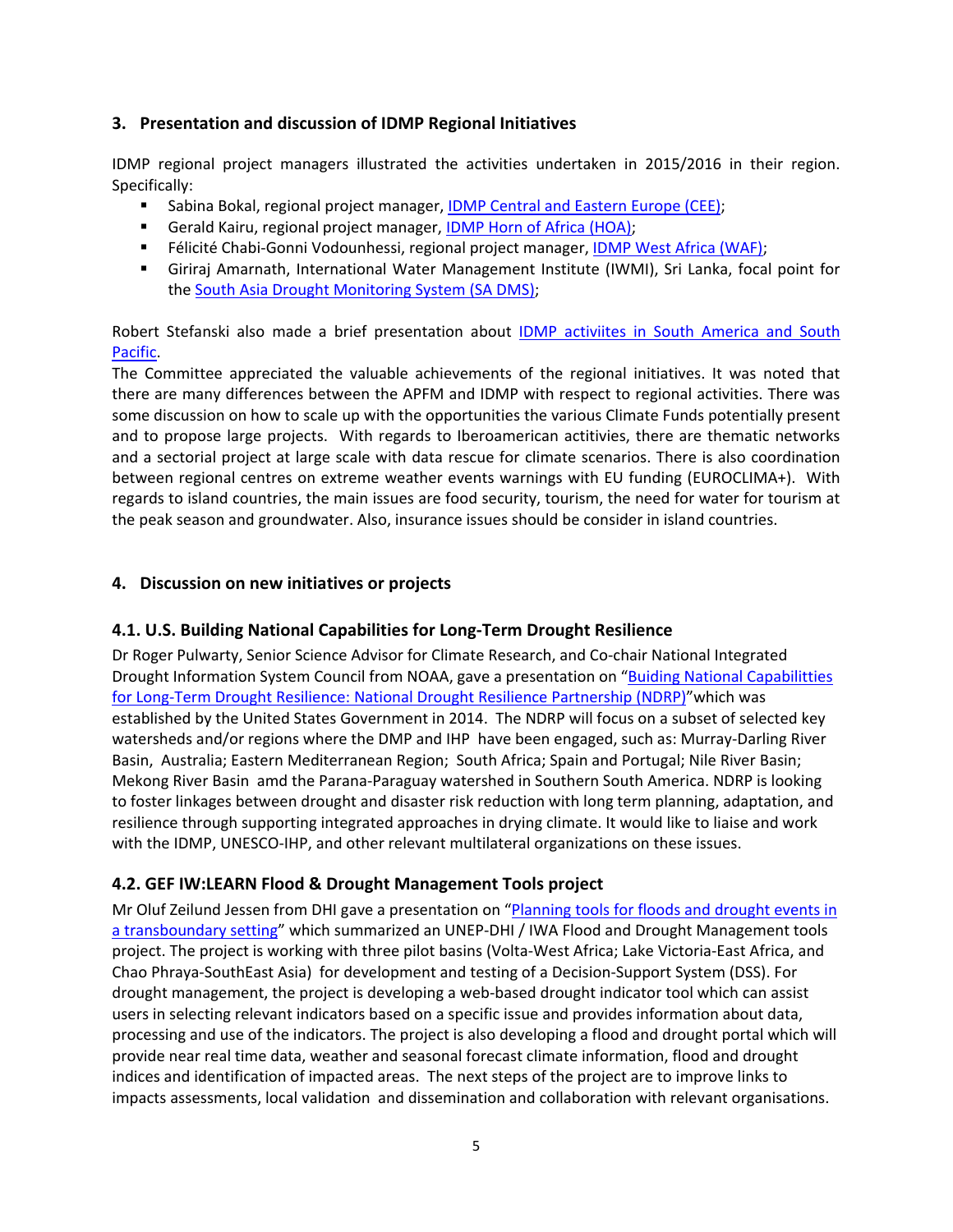## 3. Presentation and discussion of IDMP Regional Initiatives

IDMP regional project managers illustrated the activities undertaken in 2015/2016 in their region. Specifically:

- Sabina Bokal, regional project manager, IDMP Central and Eastern Europe (CEE);
- Gerald Kairu, regional project manager, IDMP Horn of Africa (HOA);
- Félicité Chabi-Gonni Vodounhessi, regional project manager, IDMP West Africa (WAF);
- Giriraj Amarnath, International Water Management Institute (IWMI), Sri Lanka, focal point for the South Asia Drought Monitoring System (SA DMS);

Robert Stefanski also made a brief presentation about IDMP activiites in South America and South Pacific.

The Committee appreciated the valuable achievements of the regional initiatives. It was noted that there are many differences between the APFM and IDMP with respect to regional activities. There was some discussion on how to scale up with the opportunities the various Climate Funds potentially present and to propose large projects. With regards to Iberoamerican actitivies, there are thematic networks and a sectorial project at large scale with data rescue for climate scenarios. There is also coordination between regional centres on extreme weather events warnings with EU funding (EUROCLIMA+). With regards to island countries, the main issues are food security, tourism, the need for water for tourism at the peak season and groundwater. Also, insurance issues should be consider in island countries.

## 4. Discussion on new initiatives or projects

### 4.1. U.S. Building National Capabilities for Long-Term Drought Resilience

Dr Roger Pulwarty, Senior Science Advisor for Climate Research, and Co-chair National Integrated Drought Information System Council from NOAA, gave a presentation on "Buiding National Capabilitties for Long-Term Drought Resilience: National Drought Resilience Partnership (NDRP)"which was established by the United States Government in 2014. The NDRP will focus on a subset of selected key watersheds and/or regions where the DMP and IHP have been engaged, such as: Murray-Darling River Basin, Australia; Eastern Mediterranean Region; South Africa; Spain and Portugal; Nile River Basin; Mekong River Basin amd the Parana-Paraguay watershed in Southern South America. NDRP is looking to foster linkages between drought and disaster risk reduction with long term planning, adaptation, and resilience through supporting integrated approaches in drying climate. It would like to liaise and work with the IDMP, UNESCO-IHP, and other relevant multilateral organizations on these issues.

### 4.2. GEF IW:LEARN Flood & Drought Management Tools project

Mr Oluf Zeilund Jessen from DHI gave a presentation on "Planning tools for floods and drought events in a transboundary setting" which summarized an UNEP-DHI / IWA Flood and Drought Management tools project. The project is working with three pilot basins (Volta-West Africa; Lake Victoria-East Africa, and Chao Phraya-SouthEast Asia) for development and testing of a Decision-Support System (DSS). For drought management, the project is developing a web-based drought indicator tool which can assist users in selecting relevant indicators based on a specific issue and provides information about data, processing and use of the indicators. The project is also developing a flood and drought portal which will provide near real time data, weather and seasonal forecast climate information, flood and drought indices and identification of impacted areas. The next steps of the project are to improve links to impacts assessments, local validation and dissemination and collaboration with relevant organisations.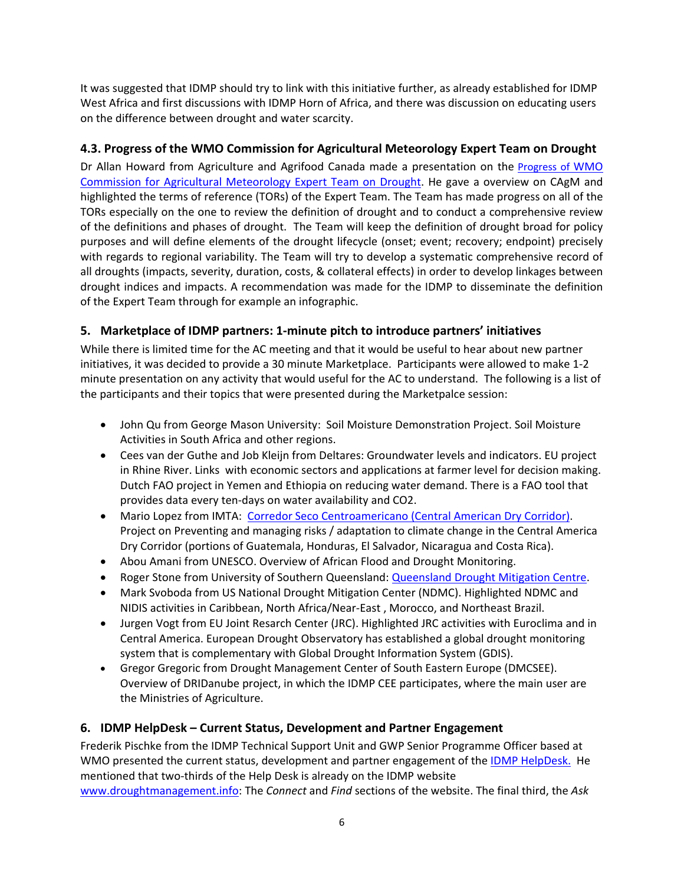It was suggested that IDMP should try to link with this initiative further, as already established for IDMP West Africa and first discussions with IDMP Horn of Africa, and there was discussion on educating users on the difference between drought and water scarcity.

### 4.3. Progress of the WMO Commission for Agricultural Meteorology Expert Team on Drought

Dr Allan Howard from Agriculture and Agrifood Canada made a presentation on the Progress of WMO Commission for Agricultural Meteorology Expert Team on Drought. He gave a overview on CAgM and highlighted the terms of reference (TORs) of the Expert Team. The Team has made progress on all of the TORs especially on the one to review the definition of drought and to conduct a comprehensive review of the definitions and phases of drought. The Team will keep the definition of drought broad for policy purposes and will define elements of the drought lifecycle (onset; event; recovery; endpoint) precisely with regards to regional variability. The Team will try to develop a systematic comprehensive record of all droughts (impacts, severity, duration, costs, & collateral effects) in order to develop linkages between drought indices and impacts. A recommendation was made for the IDMP to disseminate the definition of the Expert Team through for example an infographic.

## 5. Marketplace of IDMP partners: 1-minute pitch to introduce partners' initiatives

While there is limited time for the AC meeting and that it would be useful to hear about new partner initiatives, it was decided to provide a 30 minute Marketplace. Participants were allowed to make 1-2 minute presentation on any activity that would useful for the AC to understand. The following is a list of the participants and their topics that were presented during the Marketpalce session:

- John Qu from George Mason University: Soil Moisture Demonstration Project. Soil Moisture Activities in South Africa and other regions.
- Cees van der Guthe and Job Kleijn from Deltares: Groundwater levels and indicators. EU project in Rhine River. Links with economic sectors and applications at farmer level for decision making. Dutch FAO project in Yemen and Ethiopia on reducing water demand. There is a FAO tool that provides data every ten-days on water availability and CO2.
- Mario Lopez from IMTA: Corredor Seco Centroamericano (Central American Dry Corridor). Project on Preventing and managing risks / adaptation to climate change in the Central America Dry Corridor (portions of Guatemala, Honduras, El Salvador, Nicaragua and Costa Rica).
- Abou Amani from UNESCO. Overview of African Flood and Drought Monitoring.
- Roger Stone from University of Southern Queensland: Queensland Drought Mitigation Centre.
- Mark Svoboda from US National Drought Mitigation Center (NDMC). Highlighted NDMC and NIDIS activities in Caribbean, North Africa/Near-East , Morocco, and Northeast Brazil.
- Jurgen Vogt from EU Joint Resarch Center (JRC). Highlighted JRC activities with Euroclima and in Central America. European Drought Observatory has established a global drought monitoring system that is complementary with Global Drought Information System (GDIS).
- Gregor Gregoric from Drought Management Center of South Eastern Europe (DMCSEE). Overview of DRIDanube project, in which the IDMP CEE participates, where the main user are the Ministries of Agriculture.

## 6. IDMP HelpDesk – Current Status, Development and Partner Engagement

Frederik Pischke from the IDMP Technical Support Unit and GWP Senior Programme Officer based at WMO presented the current status, development and partner engagement of the IDMP HelpDesk. He mentioned that two-thirds of the Help Desk is already on the IDMP website www.droughtmanagement.info: The *Connect* and *Find* sections of the website. The final third, the *Ask*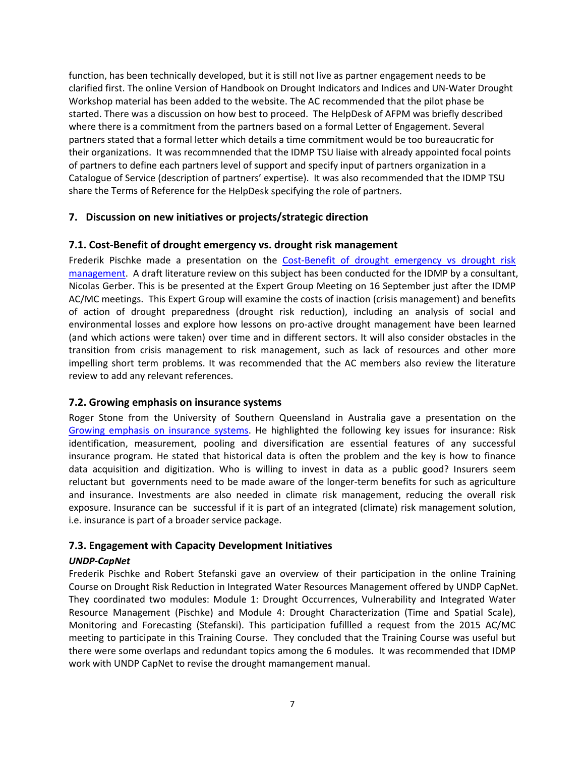function, has been technically developed, but it is still not live as partner engagement needs to be clarified first. The online Version of Handbook on Drought Indicators and Indices and UN-Water Drought Workshop material has been added to the website. The AC recommended that the pilot phase be started. There was a discussion on how best to proceed. The HelpDesk of AFPM was briefly described where there is a commitment from the partners based on a formal Letter of Engagement. Several partners stated that a formal letter which details a time commitment would be too bureaucratic for their organizations. It was recommnended that the IDMP TSU liaise with already appointed focal points of partners to define each partners level of support and specify input of partners organization in a Catalogue of Service (description of partners' expertise). It was also recommended that the IDMP TSU share the Terms of Reference for the HelpDesk specifying the role of partners.

## 7. Discussion on new initiatives or projects/strategic direction

### 7.1. Cost-Benefit of drought emergency vs. drought risk management

Frederik Pischke made a presentation on the Cost-Benefit of drought emergency vs drought risk management. A draft literature review on this subject has been conducted for the IDMP by a consultant, Nicolas Gerber. This is be presented at the Expert Group Meeting on 16 September just after the IDMP AC/MC meetings. This Expert Group will examine the costs of inaction (crisis management) and benefits of action of drought preparedness (drought risk reduction), including an analysis of social and environmental losses and explore how lessons on pro-active drought management have been learned (and which actions were taken) over time and in different sectors. It will also consider obstacles in the transition from crisis management to risk management, such as lack of resources and other more impelling short term problems. It was recommended that the AC members also review the literature review to add any relevant references.

### 7.2. Growing emphasis on insurance systems

Roger Stone from the University of Southern Queensland in Australia gave a presentation on the Growing emphasis on insurance systems. He highlighted the following key issues for insurance: Risk identification, measurement, pooling and diversification are essential features of any successful insurance program. He stated that historical data is often the problem and the key is how to finance data acquisition and digitization. Who is willing to invest in data as a public good? Insurers seem reluctant but governments need to be made aware of the longer-term benefits for such as agriculture and insurance. Investments are also needed in climate risk management, reducing the overall risk exposure. Insurance can be successful if it is part of an integrated (climate) risk management solution, i.e. insurance is part of a broader service package.

### 7.3. Engagement with Capacity Development Initiatives

***UNDP-CapNet***

Frederik Pischke and Robert Stefanski gave an overview of their participation in the online Training Course on Drought Risk Reduction in Integrated Water Resources Management offered by UNDP CapNet. They coordinated two modules: Module 1: Drought Occurrences, Vulnerability and Integrated Water Resource Management (Pischke) and Module 4: Drought Characterization (Time and Spatial Scale), Monitoring and Forecasting (Stefanski). This participation fufillled a request from the 2015 AC/MC meeting to participate in this Training Course. They concluded that the Training Course was useful but there were some overlaps and redundant topics among the 6 modules. It was recommended that IDMP work with UNDP CapNet to revise the drought mamangement manual.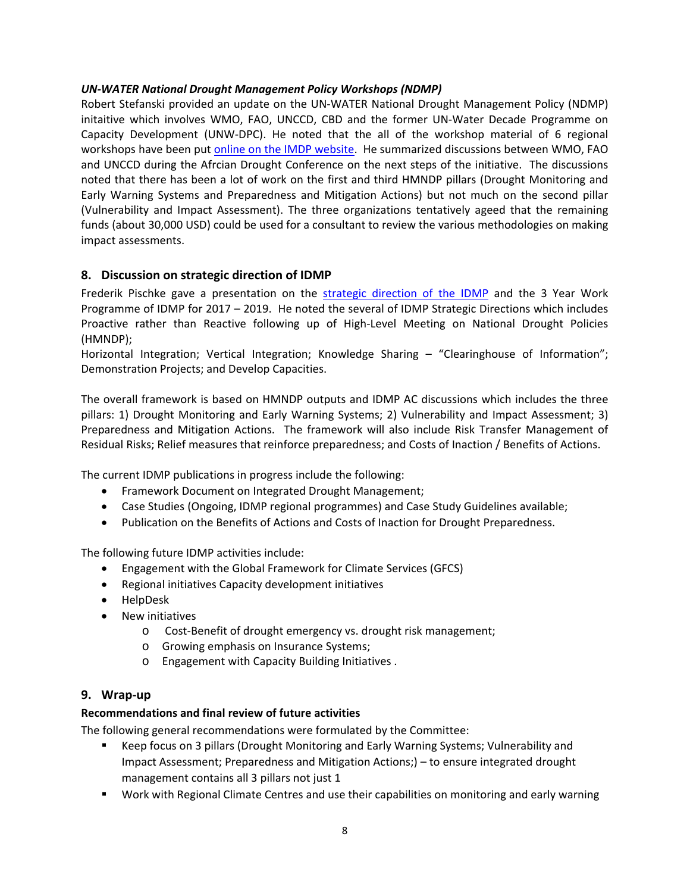***UN-WATER National Drought Management Policy Workshops (NDMP)***

Robert Stefanski provided an update on the UN-WATER National Drought Management Policy (NDMP) initaitive which involves WMO, FAO, UNCCD, CBD and the former UN-Water Decade Programme on Capacity Development (UNW-DPC). He noted that the all of the workshop material of 6 regional workshops have been put [online on the IMDP website](). He summarized discussions between WMO, FAO and UNCCD during the Afrcian Drought Conference on the next steps of the initiative. The discussions noted that there has been a lot of work on the first and third HMNDP pillars (Drought Monitoring and Early Warning Systems and Preparedness and Mitigation Actions) but not much on the second pillar (Vulnerability and Impact Assessment). The three organizations tentatively ageed that the remaining funds (about 30,000 USD) could be used for a consultant to review the various methodologies on making impact assessments.

## 8. Discussion on strategic direction of IDMP

Frederik Pischke gave a presentation on the [strategic direction of the IDMP]() and the 3 Year Work Programme of IDMP for 2017 – 2019. He noted the several of IDMP Strategic Directions which includes Proactive rather than Reactive following up of High-Level Meeting on National Drought Policies (HMNDP);

Horizontal Integration; Vertical Integration; Knowledge Sharing – "Clearinghouse of Information"; Demonstration Projects; and Develop Capacities.

The overall framework is based on HMNDP outputs and IDMP AC discussions which includes the three pillars: 1) Drought Monitoring and Early Warning Systems; 2) Vulnerability and Impact Assessment; 3) Preparedness and Mitigation Actions. The framework will also include Risk Transfer Management of Residual Risks; Relief measures that reinforce preparedness; and Costs of Inaction / Benefits of Actions.

The current IDMP publications in progress include the following:

- Framework Document on Integrated Drought Management;
- Case Studies (Ongoing, IDMP regional programmes) and Case Study Guidelines available;
- Publication on the Benefits of Actions and Costs of Inaction for Drought Preparedness.

The following future IDMP activities include:

- Engagement with the Global Framework for Climate Services (GFCS)
- Regional initiatives Capacity development initiatives
- HelpDesk
- New initiatives
  - Cost-Benefit of drought emergency vs. drought risk management;
  - Growing emphasis on Insurance Systems;
  - Engagement with Capacity Building Initiatives .

## 9. Wrap-up

**Recommendations and final review of future activities**

The following general recommendations were formulated by the Committee:

- Keep focus on 3 pillars (Drought Monitoring and Early Warning Systems; Vulnerability and Impact Assessment; Preparedness and Mitigation Actions;) – to ensure integrated drought management contains all 3 pillars not just 1
- Work with Regional Climate Centres and use their capabilities on monitoring and early warning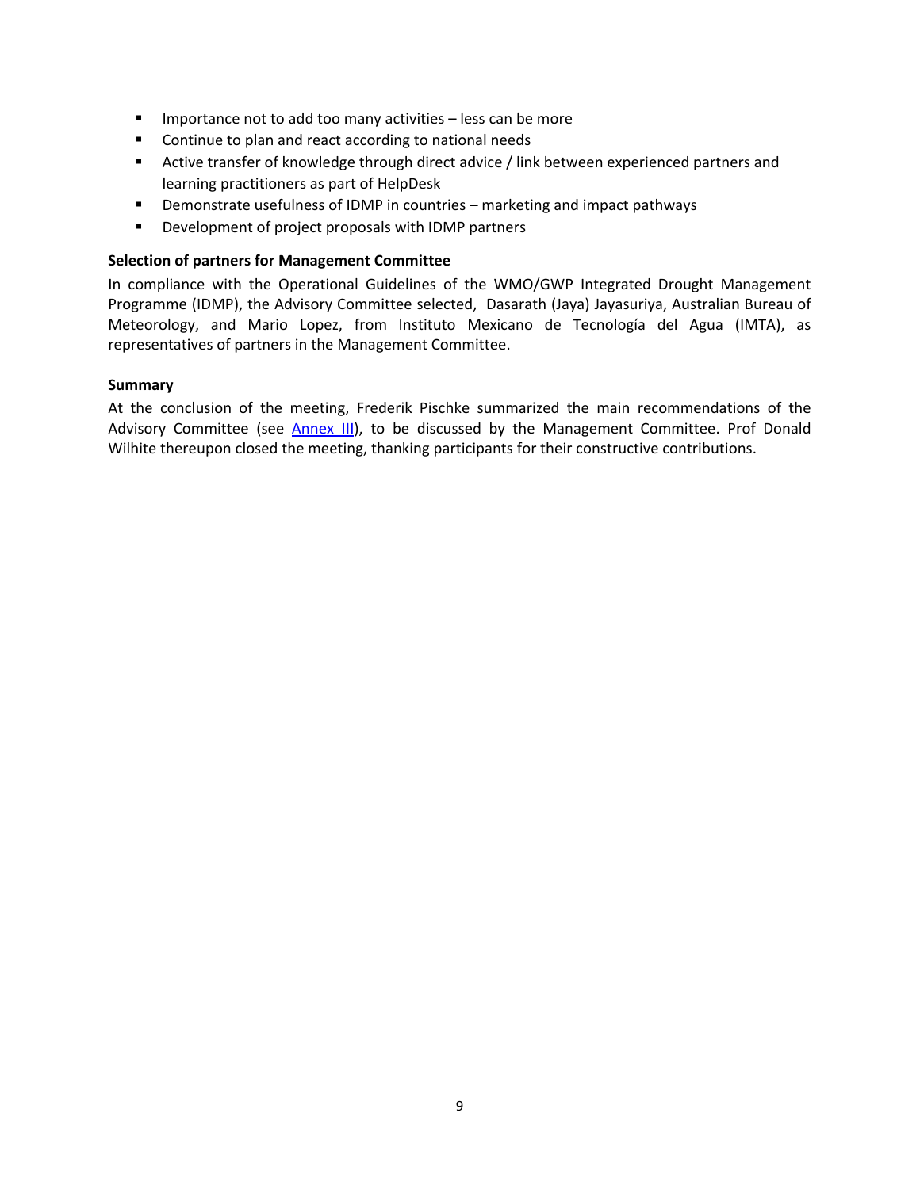- Importance not to add too many activities – less can be more
- Continue to plan and react according to national needs
- Active transfer of knowledge through direct advice / link between experienced partners and learning practitioners as part of HelpDesk
- Demonstrate usefulness of IDMP in countries – marketing and impact pathways
- Development of project proposals with IDMP partners

**Selection of partners for Management Committee**

In compliance with the Operational Guidelines of the WMO/GWP Integrated Drought Management Programme (IDMP), the Advisory Committee selected, Dasarath (Jaya) Jayasuriya, Australian Bureau of Meteorology, and Mario Lopez, from Instituto Mexicano de Tecnología del Agua (IMTA), as representatives of partners in the Management Committee.

**Summary**

At the conclusion of the meeting, Frederik Pischke summarized the main recommendations of the Advisory Committee (see Annex III), to be discussed by the Management Committee. Prof Donald Wilhite thereupon closed the meeting, thanking participants for their constructive contributions.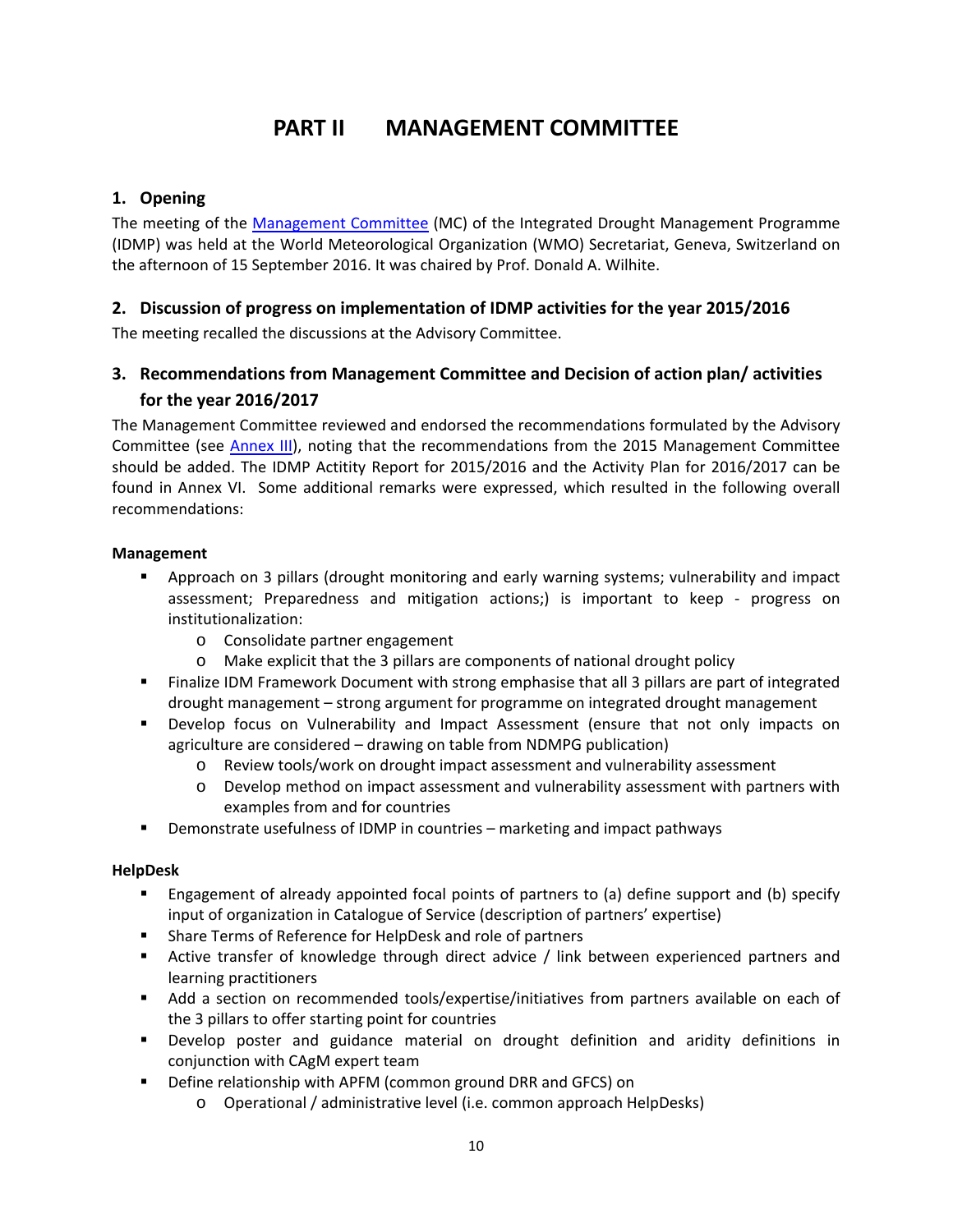# PART II MANAGEMENT COMMITTEE

## 1. Opening

The meeting of the Management Committee (MC) of the Integrated Drought Management Programme (IDMP) was held at the World Meteorological Organization (WMO) Secretariat, Geneva, Switzerland on the afternoon of 15 September 2016. It was chaired by Prof. Donald A. Wilhite.

## 2. Discussion of progress on implementation of IDMP activities for the year 2015/2016

The meeting recalled the discussions at the Advisory Committee.

## 3. Recommendations from Management Committee and Decision of action plan/ activities for the year 2016/2017

The Management Committee reviewed and endorsed the recommendations formulated by the Advisory Committee (see Annex III), noting that the recommendations from the 2015 Management Committee should be added. The IDMP Actitity Report for 2015/2016 and the Activity Plan for 2016/2017 can be found in Annex VI. Some additional remarks were expressed, which resulted in the following overall recommendations:

**Management**

- Approach on 3 pillars (drought monitoring and early warning systems; vulnerability and impact assessment; Preparedness and mitigation actions;) is important to keep - progress on institutionalization:
  - Consolidate partner engagement
  - Make explicit that the 3 pillars are components of national drought policy
- Finalize IDM Framework Document with strong emphasise that all 3 pillars are part of integrated drought management – strong argument for programme on integrated drought management
- Develop focus on Vulnerability and Impact Assessment (ensure that not only impacts on agriculture are considered – drawing on table from NDMPG publication)
  - Review tools/work on drought impact assessment and vulnerability assessment
  - Develop method on impact assessment and vulnerability assessment with partners with examples from and for countries
- Demonstrate usefulness of IDMP in countries – marketing and impact pathways

**HelpDesk**

- Engagement of already appointed focal points of partners to (a) define support and (b) specify input of organization in Catalogue of Service (description of partners' expertise)
- Share Terms of Reference for HelpDesk and role of partners
- Active transfer of knowledge through direct advice / link between experienced partners and learning practitioners
- Add a section on recommended tools/expertise/initiatives from partners available on each of the 3 pillars to offer starting point for countries
- Develop poster and guidance material on drought definition and aridity definitions in conjunction with CAgM expert team
- Define relationship with APFM (common ground DRR and GFCS) on
  - Operational / administrative level (i.e. common approach HelpDesks)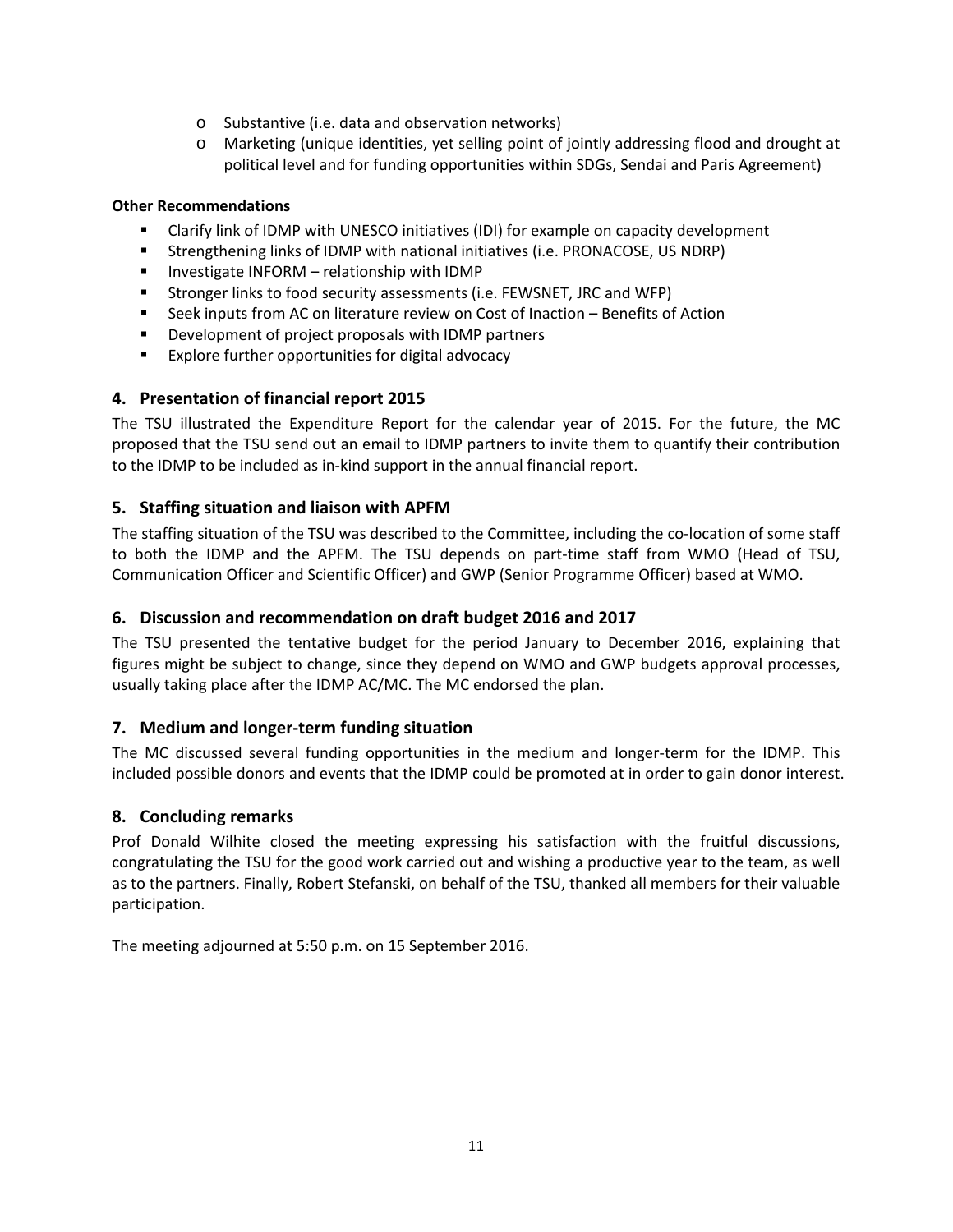- Substantive (i.e. data and observation networks)
    - Marketing (unique identities, yet selling point of jointly addressing flood and drought at political level and for funding opportunities within SDGs, Sendai and Paris Agreement)

**Other Recommendations**

- Clarify link of IDMP with UNESCO initiatives (IDI) for example on capacity development
- Strengthening links of IDMP with national initiatives (i.e. PRONACOSE, US NDRP)
- Investigate INFORM – relationship with IDMP
- Stronger links to food security assessments (i.e. FEWSNET, JRC and WFP)
- Seek inputs from AC on literature review on Cost of Inaction – Benefits of Action
- Development of project proposals with IDMP partners
- Explore further opportunities for digital advocacy

## 4. Presentation of financial report 2015

The TSU illustrated the Expenditure Report for the calendar year of 2015. For the future, the MC proposed that the TSU send out an email to IDMP partners to invite them to quantify their contribution to the IDMP to be included as in-kind support in the annual financial report.

## 5. Staffing situation and liaison with APFM

The staffing situation of the TSU was described to the Committee, including the co-location of some staff to both the IDMP and the APFM. The TSU depends on part-time staff from WMO (Head of TSU, Communication Officer and Scientific Officer) and GWP (Senior Programme Officer) based at WMO.

## 6. Discussion and recommendation on draft budget 2016 and 2017

The TSU presented the tentative budget for the period January to December 2016, explaining that figures might be subject to change, since they depend on WMO and GWP budgets approval processes, usually taking place after the IDMP AC/MC. The MC endorsed the plan.

## 7. Medium and longer-term funding situation

The MC discussed several funding opportunities in the medium and longer-term for the IDMP. This included possible donors and events that the IDMP could be promoted at in order to gain donor interest.

## 8. Concluding remarks

Prof Donald Wilhite closed the meeting expressing his satisfaction with the fruitful discussions, congratulating the TSU for the good work carried out and wishing a productive year to the team, as well as to the partners. Finally, Robert Stefanski, on behalf of the TSU, thanked all members for their valuable participation.

The meeting adjourned at 5:50 p.m. on 15 September 2016.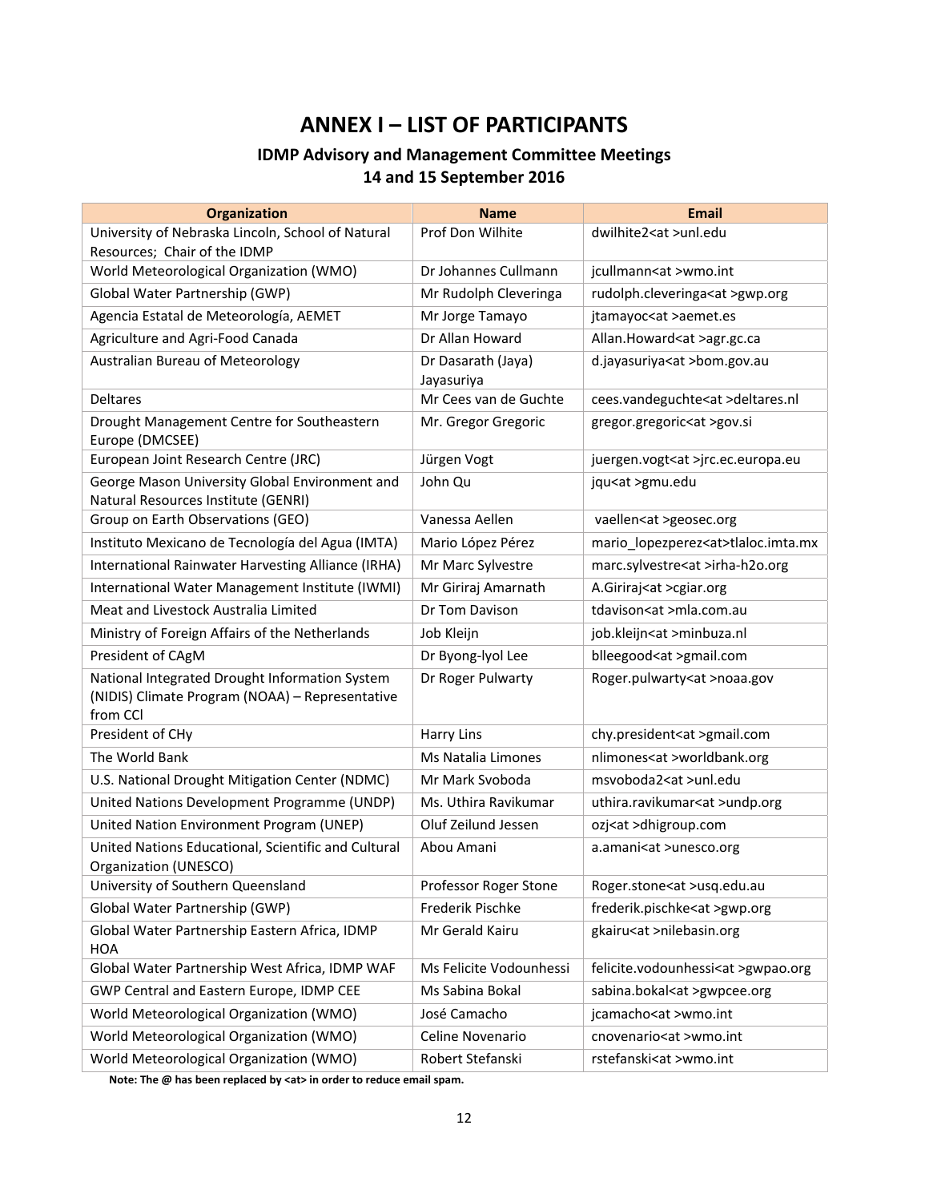# ANNEX I – LIST OF PARTICIPANTS

## IDMP Advisory and Management Committee Meetings
## 14 and 15 September 2016

| Organization | Name | Email |
|---|---|---|
| University of Nebraska Lincoln, School of Natural Resources; Chair of the IDMP | Prof Don Wilhite | dwilhite2<at >unl.edu |
| World Meteorological Organization (WMO) | Dr Johannes Cullmann | jcullmann<at >wmo.int |
| Global Water Partnership (GWP) | Mr Rudolph Cleveringa | rudolph.cleveringa<at >gwp.org |
| Agencia Estatal de Meteorología, AEMET | Mr Jorge Tamayo | jtamayoc<at >aemet.es |
| Agriculture and Agri-Food Canada | Dr Allan Howard | Allan.Howard<at >agr.gc.ca |
| Australian Bureau of Meteorology | Dr Dasarath (Jaya) Jayasuriya | d.jayasuriya<at >bom.gov.au |
| Deltares | Mr Cees van de Guchte | cees.vandeguchte<at >deltares.nl |
| Drought Management Centre for Southeastern Europe (DMCSEE) | Mr. Gregor Gregoric | gregor.gregoric<at >gov.si |
| European Joint Research Centre (JRC) | Jürgen Vogt | juergen.vogt<at >jrc.ec.europa.eu |
| George Mason University Global Environment and Natural Resources Institute (GENRI) | John Qu | jqu<at >gmu.edu |
| Group on Earth Observations (GEO) | Vanessa Aellen | vaellen<at >geosec.org |
| Instituto Mexicano de Tecnología del Agua (IMTA) | Mario López Pérez | mario_lopezperez<at>tlaloc.imta.mx |
| International Rainwater Harvesting Alliance (IRHA) | Mr Marc Sylvestre | marc.sylvestre<at >irha-h2o.org |
| International Water Management Institute (IWMI) | Mr Giriraj Amarnath | A.Giriraj<at >cgiar.org |
| Meat and Livestock Australia Limited | Dr Tom Davison | tdavison<at >mla.com.au |
| Ministry of Foreign Affairs of the Netherlands | Job Kleijn | job.kleijn<at >minbuza.nl |
| President of CAgM | Dr Byong-lyol Lee | blleegood<at >gmail.com |
| National Integrated Drought Information System (NIDIS) Climate Program (NOAA) – Representative from CCl | Dr Roger Pulwarty | Roger.pulwarty<at >noaa.gov |
| President of CHy | Harry Lins | chy.president<at >gmail.com |
| The World Bank | Ms Natalia Limones | nlimones<at >worldbank.org |
| U.S. National Drought Mitigation Center (NDMC) | Mr Mark Svoboda | msvoboda2<at >unl.edu |
| United Nations Development Programme (UNDP) | Ms. Uthira Ravikumar | uthira.ravikumar<at >undp.org |
| United Nation Environment Program (UNEP) | Oluf Zeilund Jessen | ozj<at >dhigroup.com |
| United Nations Educational, Scientific and Cultural Organization (UNESCO) | Abou Amani | a.amani<at >unesco.org |
| University of Southern Queensland | Professor Roger Stone | Roger.stone<at >usq.edu.au |
| Global Water Partnership (GWP) | Frederik Pischke | frederik.pischke<at >gwp.org |
| Global Water Partnership Eastern Africa, IDMP HOA | Mr Gerald Kairu | gkairu<at >nilebasin.org |
| Global Water Partnership West Africa, IDMP WAF | Ms Felicite Vodounhessi | felicite.vodounhessi<at >gwpao.org |
| GWP Central and Eastern Europe, IDMP CEE | Ms Sabina Bokal | sabina.bokal<at >gwpcee.org |
| World Meteorological Organization (WMO) | José Camacho | jcamacho<at >wmo.int |
| World Meteorological Organization (WMO) | Celine Novenario | cnovenario<at >wmo.int |
| World Meteorological Organization (WMO) | Robert Stefanski | rstefanski<at >wmo.int |

**Note: The @ has been replaced by <at> in order to reduce email spam.**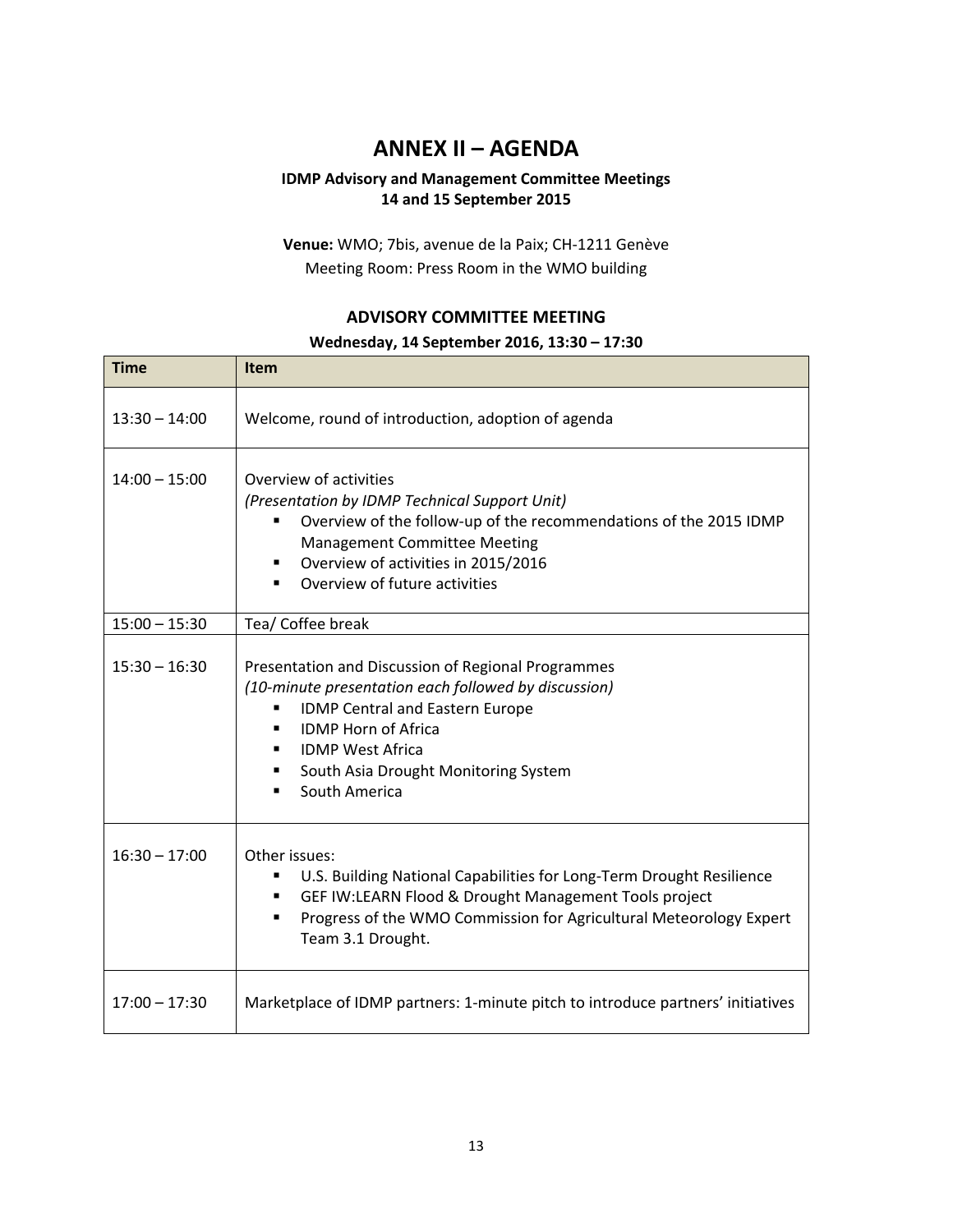# ANNEX II – AGENDA

**IDMP Advisory and Management Committee Meetings**
**14 and 15 September 2015**

**Venue:** WMO; 7bis, avenue de la Paix; CH-1211 Genève
Meeting Room: Press Room in the WMO building

## ADVISORY COMMITTEE MEETING

**Wednesday, 14 September 2016, 13:30 – 17:30**

| Time | Item |
|---|---|
| 13:30 – 14:00 | Welcome, round of introduction, adoption of agenda |
| 14:00 – 15:00 | Overview of activities<br>*(Presentation by IDMP Technical Support Unit)*<br>▪ Overview of the follow-up of the recommendations of the 2015 IDMP Management Committee Meeting<br>▪ Overview of activities in 2015/2016<br>▪ Overview of future activities |
| 15:00 – 15:30 | Tea/ Coffee break |
| 15:30 – 16:30 | Presentation and Discussion of Regional Programmes<br>*(10-minute presentation each followed by discussion)*<br>▪ IDMP Central and Eastern Europe<br>▪ IDMP Horn of Africa<br>▪ IDMP West Africa<br>▪ South Asia Drought Monitoring System<br>▪ South America |
| 16:30 – 17:00 | Other issues:<br>▪ U.S. Building National Capabilities for Long-Term Drought Resilience<br>▪ GEF IW:LEARN Flood & Drought Management Tools project<br>▪ Progress of the WMO Commission for Agricultural Meteorology Expert Team 3.1 Drought. |
| 17:00 – 17:30 | Marketplace of IDMP partners: 1-minute pitch to introduce partners' initiatives |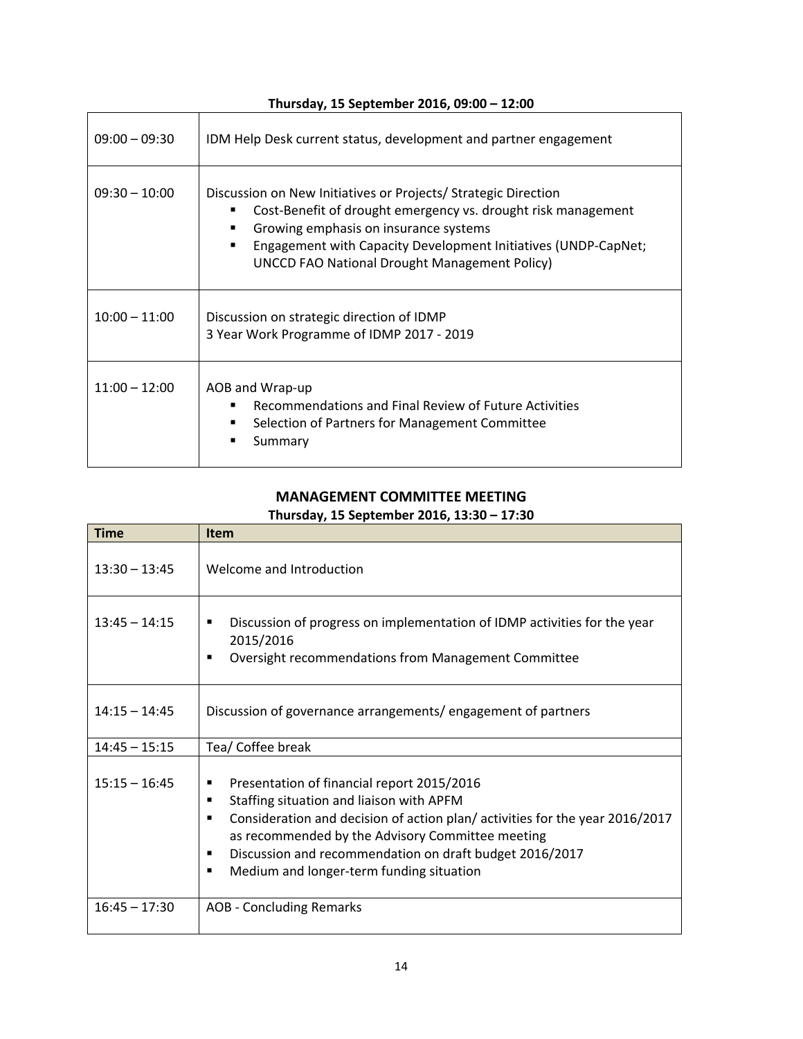**Thursday, 15 September 2016, 09:00 – 12:00**

| | |
|---|---|
| 09:00 – 09:30 | IDM Help Desk current status, development and partner engagement |
| 09:30 – 10:00 | Discussion on New Initiatives or Projects/ Strategic Direction<br>▪ Cost-Benefit of drought emergency vs. drought risk management<br>▪ Growing emphasis on insurance systems<br>▪ Engagement with Capacity Development Initiatives (UNDP-CapNet; UNCCD FAO National Drought Management Policy) |
| 10:00 – 11:00 | Discussion on strategic direction of IDMP<br>3 Year Work Programme of IDMP 2017 - 2019 |
| 11:00 – 12:00 | AOB and Wrap-up<br>▪ Recommendations and Final Review of Future Activities<br>▪ Selection of Partners for Management Committee<br>▪ Summary |

## MANAGEMENT COMMITTEE MEETING

**Thursday, 15 September 2016, 13:30 – 17:30**

| Time | Item |
|---|---|
| 13:30 – 13:45 | Welcome and Introduction |
| 13:45 – 14:15 | ▪ Discussion of progress on implementation of IDMP activities for the year 2015/2016<br>▪ Oversight recommendations from Management Committee |
| 14:15 – 14:45 | Discussion of governance arrangements/ engagement of partners |
| 14:45 – 15:15 | Tea/ Coffee break |
| 15:15 – 16:45 | ▪ Presentation of financial report 2015/2016<br>▪ Staffing situation and liaison with APFM<br>▪ Consideration and decision of action plan/ activities for the year 2016/2017 as recommended by the Advisory Committee meeting<br>▪ Discussion and recommendation on draft budget 2016/2017<br>▪ Medium and longer-term funding situation |
| 16:45 – 17:30 | AOB - Concluding Remarks |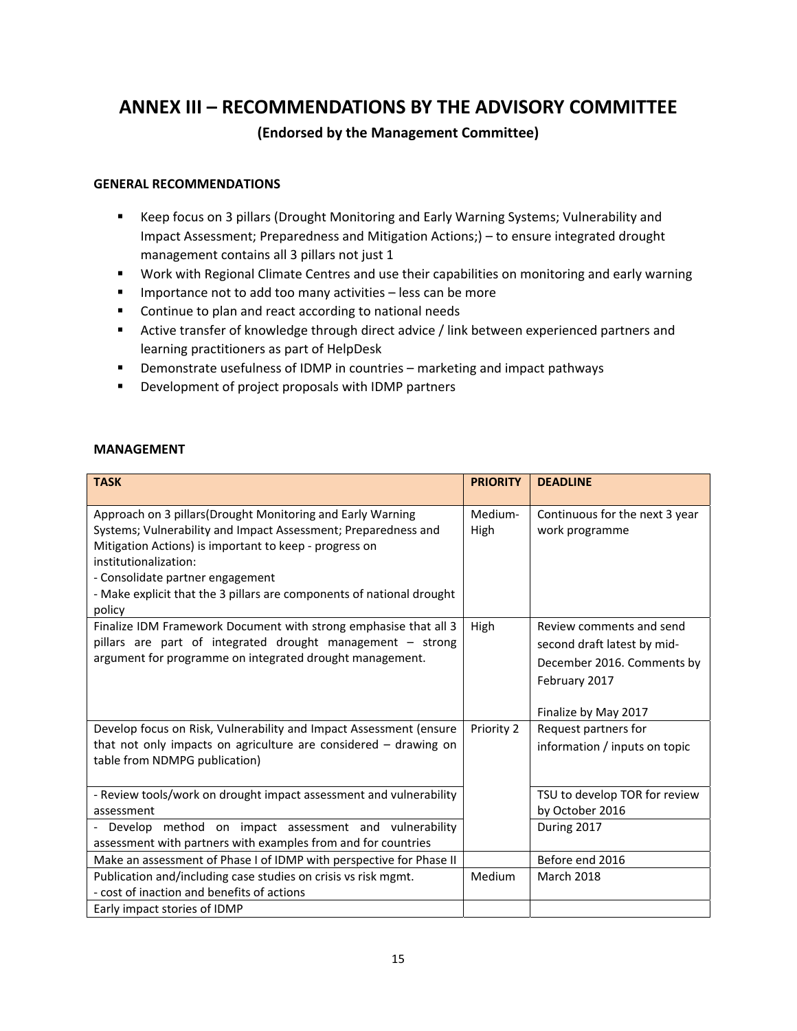# ANNEX III – RECOMMENDATIONS BY THE ADVISORY COMMITTEE

**(Endorsed by the Management Committee)**

**GENERAL RECOMMENDATIONS**

- Keep focus on 3 pillars (Drought Monitoring and Early Warning Systems; Vulnerability and Impact Assessment; Preparedness and Mitigation Actions;) – to ensure integrated drought management contains all 3 pillars not just 1
- Work with Regional Climate Centres and use their capabilities on monitoring and early warning
- Importance not to add too many activities – less can be more
- Continue to plan and react according to national needs
- Active transfer of knowledge through direct advice / link between experienced partners and learning practitioners as part of HelpDesk
- Demonstrate usefulness of IDMP in countries – marketing and impact pathways
- Development of project proposals with IDMP partners

**MANAGEMENT**

| TASK | PRIORITY | DEADLINE |
|---|---|---|
| Approach on 3 pillars(Drought Monitoring and Early Warning Systems; Vulnerability and Impact Assessment; Preparedness and Mitigation Actions) is important to keep - progress on institutionalization:<br>- Consolidate partner engagement<br>- Make explicit that the 3 pillars are components of national drought policy | Medium-High | Continuous for the next 3 year work programme |
| Finalize IDM Framework Document with strong emphasise that all 3 pillars are part of integrated drought management – strong argument for programme on integrated drought management. | High | Review comments and send second draft latest by mid-December 2016. Comments by February 2017<br><br>Finalize by May 2017 |
| Develop focus on Risk, Vulnerability and Impact Assessment (ensure that not only impacts on agriculture are considered – drawing on table from NDMPG publication) | Priority 2 | Request partners for information / inputs on topic |
| - Review tools/work on drought impact assessment and vulnerability assessment | | TSU to develop TOR for review by October 2016 |
| - Develop method on impact assessment and vulnerability assessment with partners with examples from and for countries | | During 2017 |
| Make an assessment of Phase I of IDMP with perspective for Phase II | | Before end 2016 |
| Publication and/including case studies on crisis vs risk mgmt.<br>- cost of inaction and benefits of actions | Medium | March 2018 |
| Early impact stories of IDMP | | |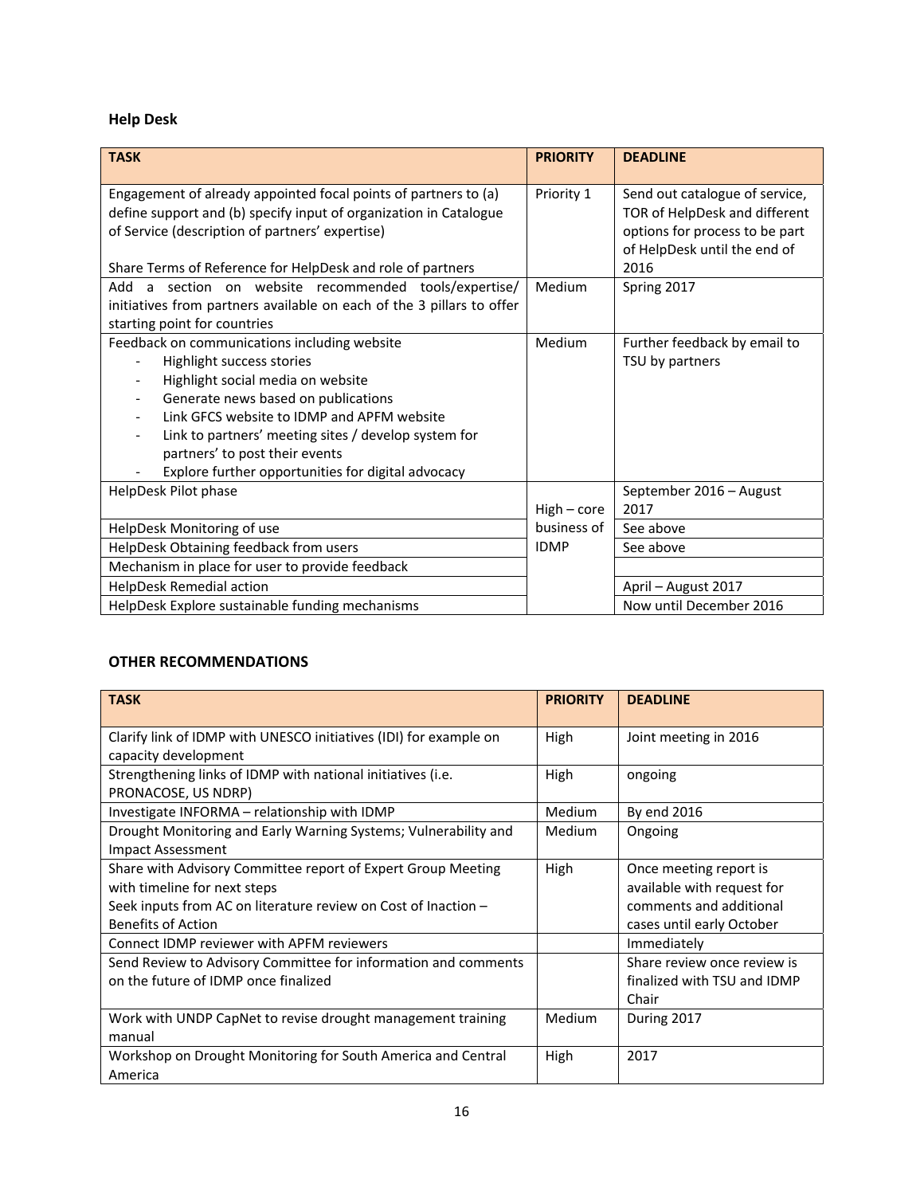### Help Desk

| TASK | PRIORITY | DEADLINE |
|---|---|---|
| Engagement of already appointed focal points of partners to (a) define support and (b) specify input of organization in Catalogue of Service (description of partners' expertise)<br><br>Share Terms of Reference for HelpDesk and role of partners | Priority 1 | Send out catalogue of service, TOR of HelpDesk and different options for process to be part of HelpDesk until the end of 2016 |
| Add a section on website recommended tools/expertise/ initiatives from partners available on each of the 3 pillars to offer starting point for countries | Medium | Spring 2017 |
| Feedback on communications including website<br>- Highlight success stories<br>- Highlight social media on website<br>- Generate news based on publications<br>- Link GFCS website to IDMP and APFM website<br>- Link to partners' meeting sites / develop system for partners' to post their events<br>- Explore further opportunities for digital advocacy | Medium | Further feedback by email to TSU by partners |
| HelpDesk Pilot phase | High – core business of IDMP | September 2016 – August 2017 |
| HelpDesk Monitoring of use | | See above |
| HelpDesk Obtaining feedback from users | | See above |
| Mechanism in place for user to provide feedback | | |
| HelpDesk Remedial action | | April – August 2017 |
| HelpDesk Explore sustainable funding mechanisms | | Now until December 2016 |

### OTHER RECOMMENDATIONS

| TASK | PRIORITY | DEADLINE |
|---|---|---|
| Clarify link of IDMP with UNESCO initiatives (IDI) for example on capacity development | High | Joint meeting in 2016 |
| Strengthening links of IDMP with national initiatives (i.e. PRONACOSE, US NDRP) | High | ongoing |
| Investigate INFORMA – relationship with IDMP | Medium | By end 2016 |
| Drought Monitoring and Early Warning Systems; Vulnerability and Impact Assessment | Medium | Ongoing |
| Share with Advisory Committee report of Expert Group Meeting with timeline for next steps<br>Seek inputs from AC on literature review on Cost of Inaction – Benefits of Action | High | Once meeting report is available with request for comments and additional cases until early October |
| Connect IDMP reviewer with APFM reviewers | | Immediately |
| Send Review to Advisory Committee for information and comments on the future of IDMP once finalized | | Share review once review is finalized with TSU and IDMP Chair |
| Work with UNDP CapNet to revise drought management training manual | Medium | During 2017 |
| Workshop on Drought Monitoring for South America and Central America | High | 2017 |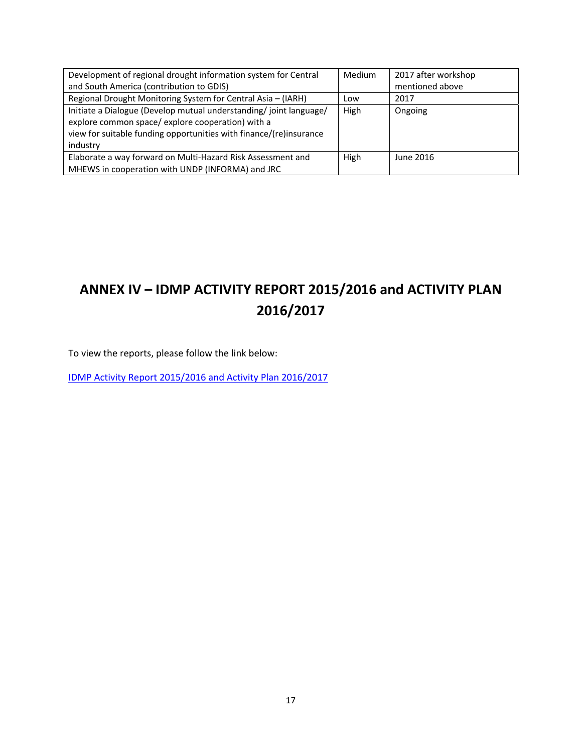| | | |
|---|---|---|
| Development of regional drought information system for Central and South America (contribution to GDIS) | Medium | 2017 after workshop mentioned above |
| Regional Drought Monitoring System for Central Asia – (IARH) | Low | 2017 |
| Initiate a Dialogue (Develop mutual understanding/ joint language/ explore common space/ explore cooperation) with a view for suitable funding opportunities with finance/(re)insurance industry | High | Ongoing |
| Elaborate a way forward on Multi-Hazard Risk Assessment and MHEWS in cooperation with UNDP (INFORMA) and JRC | High | June 2016 |

# ANNEX IV – IDMP ACTIVITY REPORT 2015/2016 and ACTIVITY PLAN 2016/2017

To view the reports, please follow the link below:

[IDMP Activity Report 2015/2016 and Activity Plan 2016/2017]